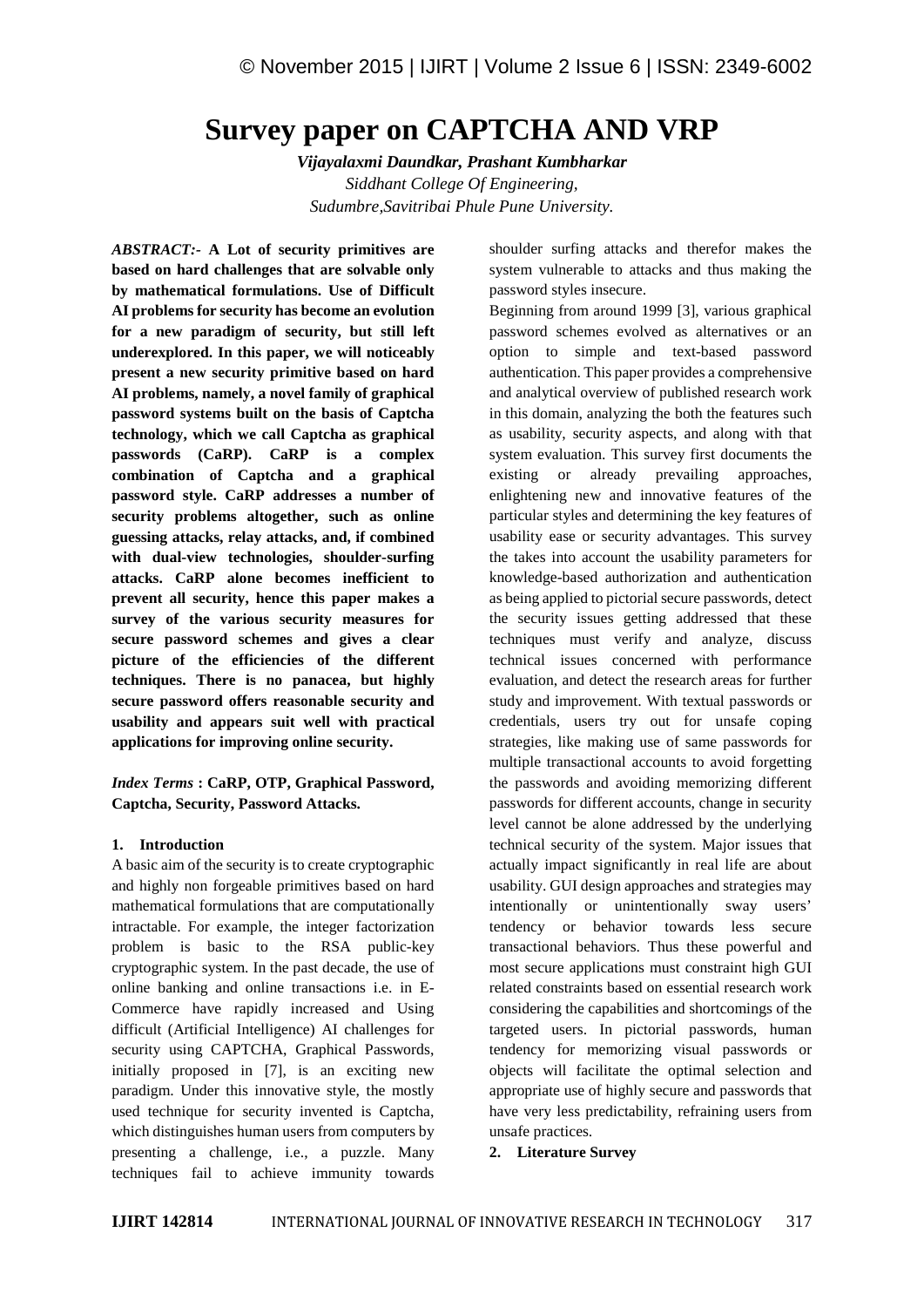# Survey paper on CAPTCHA AND VRP

***Vijayalaxmi Daundkar, Prashant Kumbharkar***

*Siddhant College Of Engineering,*
*Sudumbre,Savitribai Phule Pune University.*

***ABSTRACT:-*** **A Lot of security primitives are based on hard challenges that are solvable only by mathematical formulations. Use of Difficult AI problems for security has become an evolution for a new paradigm of security, but still left underexplored. In this paper, we will noticeably present a new security primitive based on hard AI problems, namely, a novel family of graphical password systems built on the basis of Captcha technology, which we call Captcha as graphical passwords (CaRP). CaRP is a complex combination of Captcha and a graphical password style. CaRP addresses a number of security problems altogether, such as online guessing attacks, relay attacks, and, if combined with dual-view technologies, shoulder-surfing attacks. CaRP alone becomes inefficient to prevent all security, hence this paper makes a survey of the various security measures for secure password schemes and gives a clear picture of the efficiencies of the different techniques. There is no panacea, but highly secure password offers reasonable security and usability and appears suit well with practical applications for improving online security.**

***Index Terms*** **: CaRP, OTP, Graphical Password, Captcha, Security, Password Attacks.**

## 1. Introduction

A basic aim of the security is to create cryptographic and highly non forgeable primitives based on hard mathematical formulations that are computationally intractable. For example, the integer factorization problem is basic to the RSA public-key cryptographic system. In the past decade, the use of online banking and online transactions i.e. in E-Commerce have rapidly increased and Using difficult (Artificial Intelligence) AI challenges for security using CAPTCHA, Graphical Passwords, initially proposed in [7], is an exciting new paradigm. Under this innovative style, the mostly used technique for security invented is Captcha, which distinguishes human users from computers by presenting a challenge, i.e., a puzzle. Many techniques fail to achieve immunity towards shoulder surfing attacks and therefor makes the system vulnerable to attacks and thus making the password styles insecure.

Beginning from around 1999 [3], various graphical password schemes evolved as alternatives or an option to simple and text-based password authentication. This paper provides a comprehensive and analytical overview of published research work in this domain, analyzing the both the features such as usability, security aspects, and along with that system evaluation. This survey first documents the existing or already prevailing approaches, enlightening new and innovative features of the particular styles and determining the key features of usability ease or security advantages. This survey the takes into account the usability parameters for knowledge-based authorization and authentication as being applied to pictorial secure passwords, detect the security issues getting addressed that these techniques must verify and analyze, discuss technical issues concerned with performance evaluation, and detect the research areas for further study and improvement. With textual passwords or credentials, users try out for unsafe coping strategies, like making use of same passwords for multiple transactional accounts to avoid forgetting the passwords and avoiding memorizing different passwords for different accounts, change in security level cannot be alone addressed by the underlying technical security of the system. Major issues that actually impact significantly in real life are about usability. GUI design approaches and strategies may intentionally or unintentionally sway users' tendency or behavior towards less secure transactional behaviors. Thus these powerful and most secure applications must constraint high GUI related constraints based on essential research work considering the capabilities and shortcomings of the targeted users. In pictorial passwords, human tendency for memorizing visual passwords or objects will facilitate the optimal selection and appropriate use of highly secure and passwords that have very less predictability, refraining users from unsafe practices.

## 2. Literature Survey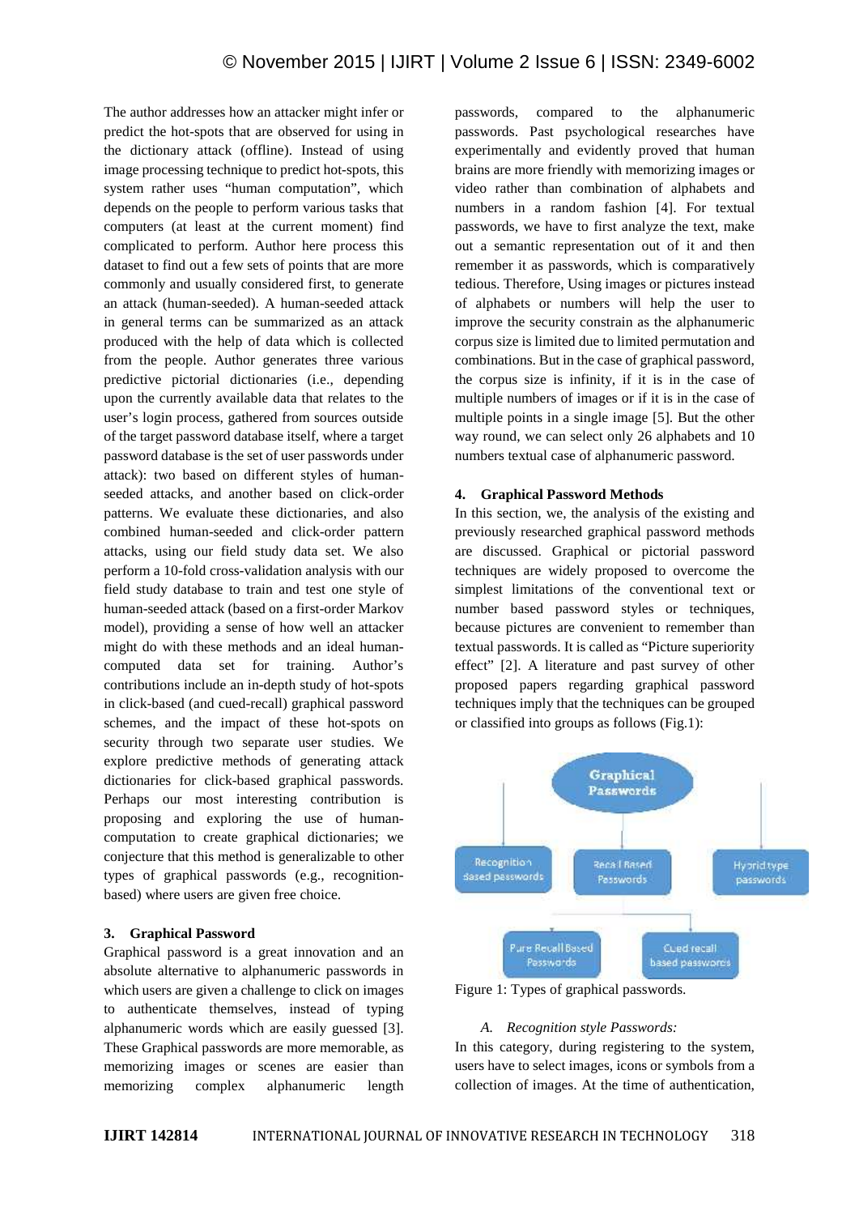The author addresses how an attacker might infer or predict the hot-spots that are observed for using in the dictionary attack (offline). Instead of using image processing technique to predict hot-spots, this system rather uses "human computation", which depends on the people to perform various tasks that computers (at least at the current moment) find complicated to perform. Author here process this dataset to find out a few sets of points that are more commonly and usually considered first, to generate an attack (human-seeded). A human-seeded attack in general terms can be summarized as an attack produced with the help of data which is collected from the people. Author generates three various predictive pictorial dictionaries (i.e., depending upon the currently available data that relates to the user's login process, gathered from sources outside of the target password database itself, where a target password database is the set of user passwords under attack): two based on different styles of human-seeded attacks, and another based on click-order patterns. We evaluate these dictionaries, and also combined human-seeded and click-order pattern attacks, using our field study data set. We also perform a 10-fold cross-validation analysis with our field study database to train and test one style of human-seeded attack (based on a first-order Markov model), providing a sense of how well an attacker might do with these methods and an ideal human-computed data set for training. Author's contributions include an in-depth study of hot-spots in click-based (and cued-recall) graphical password schemes, and the impact of these hot-spots on security through two separate user studies. We explore predictive methods of generating attack dictionaries for click-based graphical passwords. Perhaps our most interesting contribution is proposing and exploring the use of human-computation to create graphical dictionaries; we conjecture that this method is generalizable to other types of graphical passwords (e.g., recognition-based) where users are given free choice.

## 3. Graphical Password

Graphical password is a great innovation and an absolute alternative to alphanumeric passwords in which users are given a challenge to click on images to authenticate themselves, instead of typing alphanumeric words which are easily guessed [3]. These Graphical passwords are more memorable, as memorizing images or scenes are easier than memorizing complex alphanumeric length passwords, compared to the alphanumeric passwords. Past psychological researches have experimentally and evidently proved that human brains are more friendly with memorizing images or video rather than combination of alphabets and numbers in a random fashion [4]. For textual passwords, we have to first analyze the text, make out a semantic representation out of it and then remember it as passwords, which is comparatively tedious. Therefore, Using images or pictures instead of alphabets or numbers will help the user to improve the security constrain as the alphanumeric corpus size is limited due to limited permutation and combinations. But in the case of graphical password, the corpus size is infinity, if it is in the case of multiple numbers of images or if it is in the case of multiple points in a single image [5]. But the other way round, we can select only 26 alphabets and 10 numbers textual case of alphanumeric password.

## 4. Graphical Password Methods

In this section, we, the analysis of the existing and previously researched graphical password methods are discussed. Graphical or pictorial password techniques are widely proposed to overcome the simplest limitations of the conventional text or number based password styles or techniques, because pictures are convenient to remember than textual passwords. It is called as "Picture superiority effect" [2]. A literature and past survey of other proposed papers regarding graphical password techniques imply that the techniques can be grouped or classified into groups as follows (Fig.1):

Figure 1: Types of graphical passwords.

### A. *Recognition style Passwords:*

In this category, during registering to the system, users have to select images, icons or symbols from a collection of images. At the time of authentication,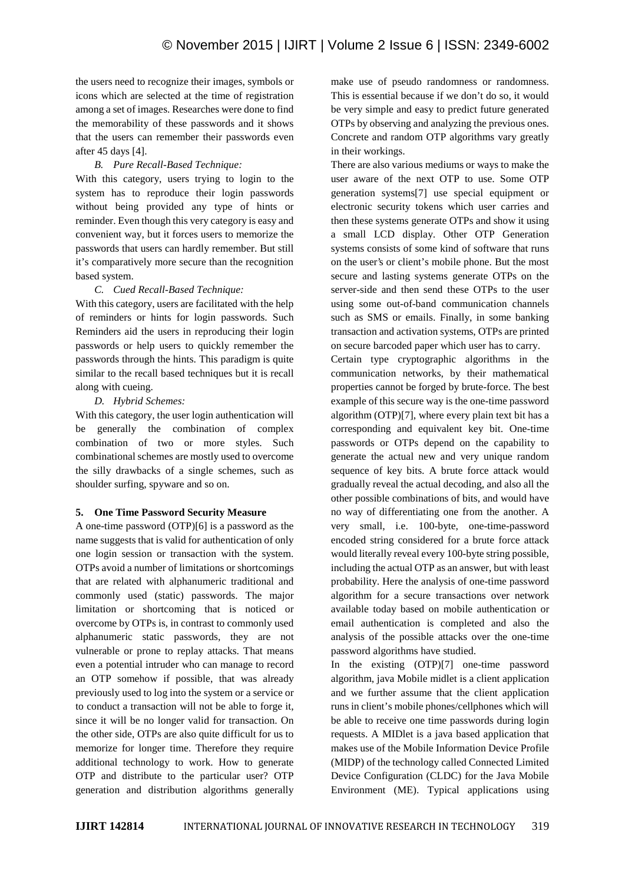the users need to recognize their images, symbols or icons which are selected at the time of registration among a set of images. Researches were done to find the memorability of these passwords and it shows that the users can remember their passwords even after 45 days [4].

*B. Pure Recall-Based Technique:*

With this category, users trying to login to the system has to reproduce their login passwords without being provided any type of hints or reminder. Even though this very category is easy and convenient way, but it forces users to memorize the passwords that users can hardly remember. But still it's comparatively more secure than the recognition based system.

*C. Cued Recall-Based Technique:*

With this category, users are facilitated with the help of reminders or hints for login passwords. Such Reminders aid the users in reproducing their login passwords or help users to quickly remember the passwords through the hints. This paradigm is quite similar to the recall based techniques but it is recall along with cueing.

*D. Hybrid Schemes:*

With this category, the user login authentication will be generally the combination of complex combination of two or more styles. Such combinational schemes are mostly used to overcome the silly drawbacks of a single schemes, such as shoulder surfing, spyware and so on.

**5. One Time Password Security Measure**

A one-time password (OTP)[6] is a password as the name suggests that is valid for authentication of only one login session or transaction with the system. OTPs avoid a number of limitations or shortcomings that are related with alphanumeric traditional and commonly used (static) passwords. The major limitation or shortcoming that is noticed or overcome by OTPs is, in contrast to commonly used alphanumeric static passwords, they are not vulnerable or prone to replay attacks. That means even a potential intruder who can manage to record an OTP somehow if possible, that was already previously used to log into the system or a service or to conduct a transaction will not be able to forge it, since it will be no longer valid for transaction. On the other side, OTPs are also quite difficult for us to memorize for longer time. Therefore they require additional technology to work. How to generate OTP and distribute to the particular user? OTP generation and distribution algorithms generally make use of pseudo randomness or randomness. This is essential because if we don't do so, it would be very simple and easy to predict future generated OTPs by observing and analyzing the previous ones. Concrete and random OTP algorithms vary greatly in their workings.

There are also various mediums or ways to make the user aware of the next OTP to use. Some OTP generation systems[7] use special equipment or electronic security tokens which user carries and then these systems generate OTPs and show it using a small LCD display. Other OTP Generation systems consists of some kind of software that runs on the user's or client's mobile phone. But the most secure and lasting systems generate OTPs on the server-side and then send these OTPs to the user using some out-of-band communication channels such as SMS or emails. Finally, in some banking transaction and activation systems, OTPs are printed on secure barcoded paper which user has to carry.

Certain type cryptographic algorithms in the communication networks, by their mathematical properties cannot be forged by brute-force. The best example of this secure way is the one-time password algorithm (OTP)[7], where every plain text bit has a corresponding and equivalent key bit. One-time passwords or OTPs depend on the capability to generate the actual new and very unique random sequence of key bits. A brute force attack would gradually reveal the actual decoding, and also all the other possible combinations of bits, and would have no way of differentiating one from the another. A very small, i.e. 100-byte, one-time-password encoded string considered for a brute force attack would literally reveal every 100-byte string possible, including the actual OTP as an answer, but with least probability. Here the analysis of one-time password algorithm for a secure transactions over network available today based on mobile authentication or email authentication is completed and also the analysis of the possible attacks over the one-time password algorithms have studied.

In the existing (OTP)[7] one-time password algorithm, java Mobile midlet is a client application and we further assume that the client application runs in client's mobile phones/cellphones which will be able to receive one time passwords during login requests. A MIDlet is a java based application that makes use of the Mobile Information Device Profile (MIDP) of the technology called Connected Limited Device Configuration (CLDC) for the Java Mobile Environment (ME). Typical applications using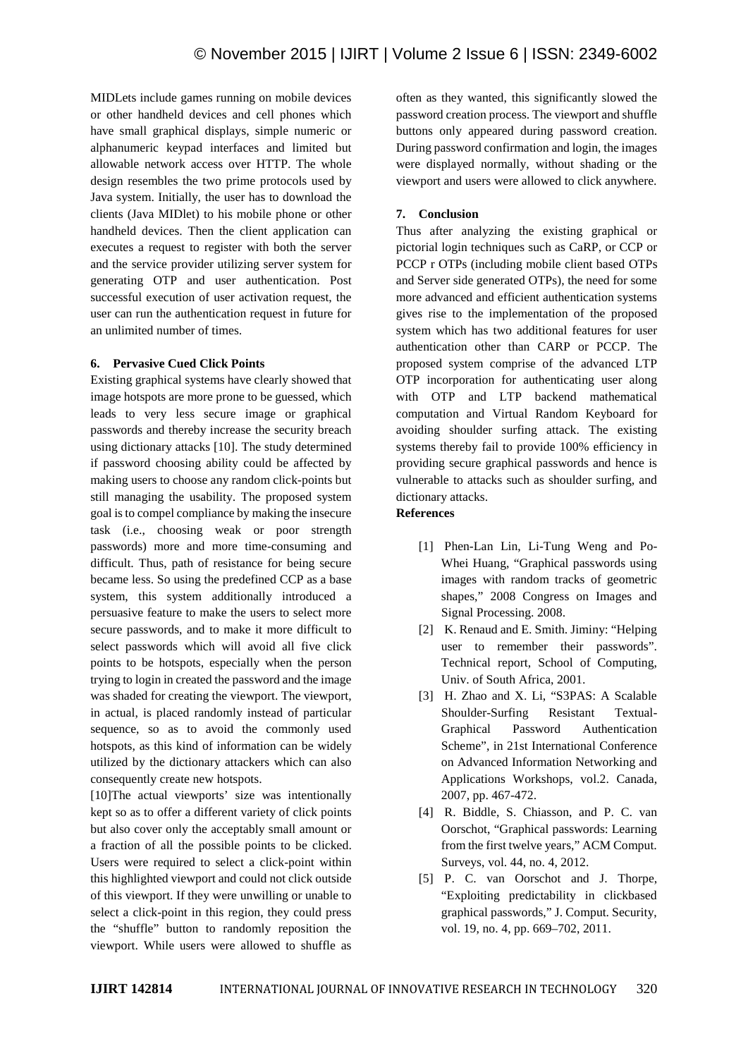MIDLets include games running on mobile devices or other handheld devices and cell phones which have small graphical displays, simple numeric or alphanumeric keypad interfaces and limited but allowable network access over HTTP. The whole design resembles the two prime protocols used by Java system. Initially, the user has to download the clients (Java MIDlet) to his mobile phone or other handheld devices. Then the client application can executes a request to register with both the server and the service provider utilizing server system for generating OTP and user authentication. Post successful execution of user activation request, the user can run the authentication request in future for an unlimited number of times.

### 6. Pervasive Cued Click Points

Existing graphical systems have clearly showed that image hotspots are more prone to be guessed, which leads to very less secure image or graphical passwords and thereby increase the security breach using dictionary attacks [10]. The study determined if password choosing ability could be affected by making users to choose any random click-points but still managing the usability. The proposed system goal is to compel compliance by making the insecure task (i.e., choosing weak or poor strength passwords) more and more time-consuming and difficult. Thus, path of resistance for being secure became less. So using the predefined CCP as a base system, this system additionally introduced a persuasive feature to make the users to select more secure passwords, and to make it more difficult to select passwords which will avoid all five click points to be hotspots, especially when the person trying to login in created the password and the image was shaded for creating the viewport. The viewport, in actual, is placed randomly instead of particular sequence, so as to avoid the commonly used hotspots, as this kind of information can be widely utilized by the dictionary attackers which can also consequently create new hotspots.

[10]The actual viewports' size was intentionally kept so as to offer a different variety of click points but also cover only the acceptably small amount or a fraction of all the possible points to be clicked. Users were required to select a click-point within this highlighted viewport and could not click outside of this viewport. If they were unwilling or unable to select a click-point in this region, they could press the "shuffle" button to randomly reposition the viewport. While users were allowed to shuffle as often as they wanted, this significantly slowed the password creation process. The viewport and shuffle buttons only appeared during password creation. During password confirmation and login, the images were displayed normally, without shading or the viewport and users were allowed to click anywhere.

### 7. Conclusion

Thus after analyzing the existing graphical or pictorial login techniques such as CaRP, or CCP or PCCP r OTPs (including mobile client based OTPs and Server side generated OTPs), the need for some more advanced and efficient authentication systems gives rise to the implementation of the proposed system which has two additional features for user authentication other than CARP or PCCP. The proposed system comprise of the advanced LTP OTP incorporation for authenticating user along with OTP and LTP backend mathematical computation and Virtual Random Keyboard for avoiding shoulder surfing attack. The existing systems thereby fail to provide 100% efficiency in providing secure graphical passwords and hence is vulnerable to attacks such as shoulder surfing, and dictionary attacks.

**References**

[1] Phen-Lan Lin, Li-Tung Weng and Po-Whei Huang, "Graphical passwords using images with random tracks of geometric shapes," 2008 Congress on Images and Signal Processing. 2008.

[2] K. Renaud and E. Smith. Jiminy: "Helping user to remember their passwords". Technical report, School of Computing, Univ. of South Africa, 2001.

[3] H. Zhao and X. Li, "S3PAS: A Scalable Shoulder-Surfing Resistant Textual-Graphical Password Authentication Scheme", in 21st International Conference on Advanced Information Networking and Applications Workshops, vol.2. Canada, 2007, pp. 467-472.

[4] R. Biddle, S. Chiasson, and P. C. van Oorschot, "Graphical passwords: Learning from the first twelve years," ACM Comput. Surveys, vol. 44, no. 4, 2012.

[5] P. C. van Oorschot and J. Thorpe, "Exploiting predictability in clickbased graphical passwords," J. Comput. Security, vol. 19, no. 4, pp. 669–702, 2011.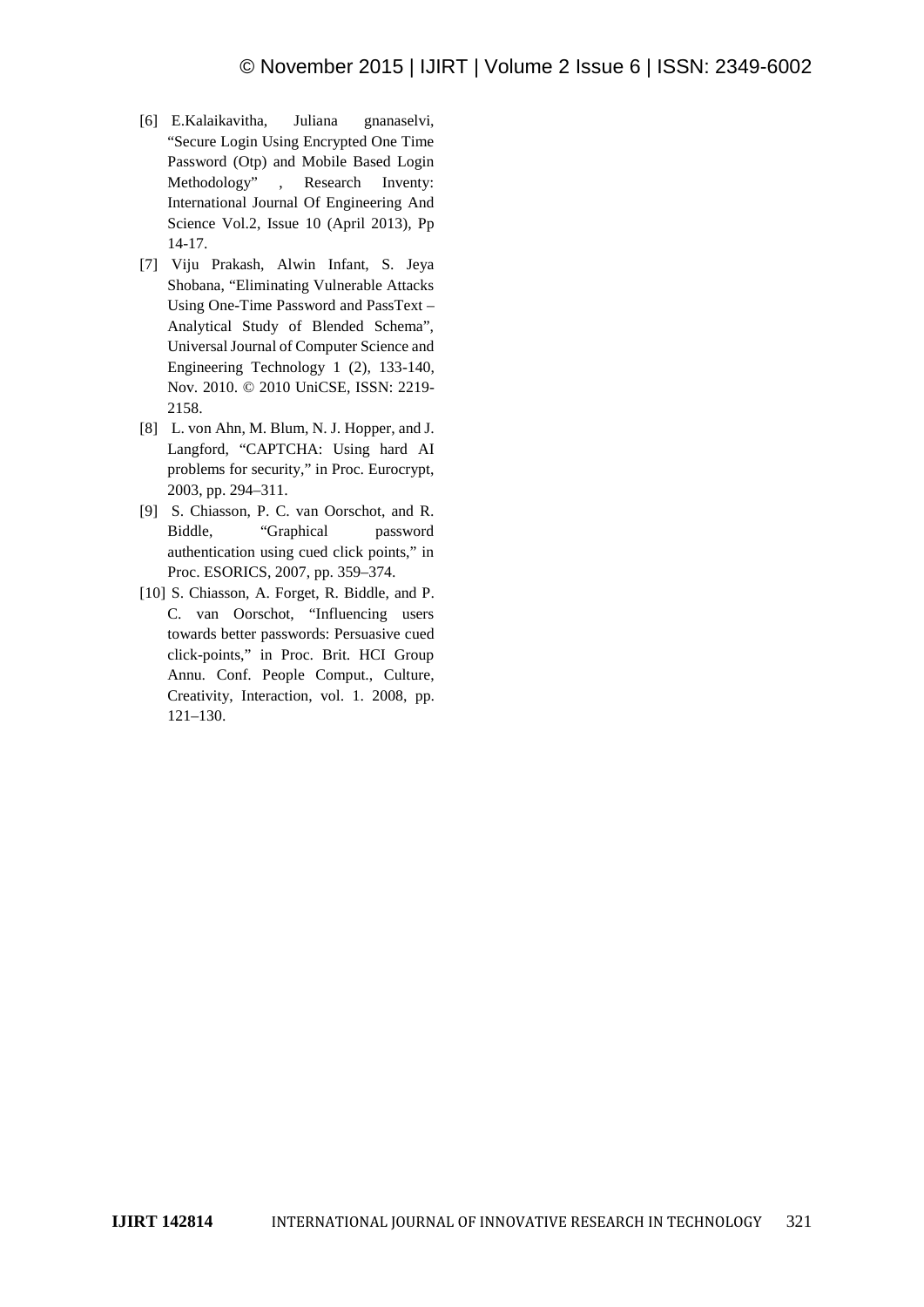[6] E.Kalaikavitha, Juliana gnanaselvi, “Secure Login Using Encrypted One Time Password (Otp) and Mobile Based Login Methodology” , Research Inventy: International Journal Of Engineering And Science Vol.2, Issue 10 (April 2013), Pp 14-17.

[7] Viju Prakash, Alwin Infant, S. Jeya Shobana, “Eliminating Vulnerable Attacks Using One-Time Password and PassText – Analytical Study of Blended Schema”, Universal Journal of Computer Science and Engineering Technology 1 (2), 133-140, Nov. 2010. © 2010 UniCSE, ISSN: 2219-2158.

[8] L. von Ahn, M. Blum, N. J. Hopper, and J. Langford, “CAPTCHA: Using hard AI problems for security,” in Proc. Eurocrypt, 2003, pp. 294–311.

[9] S. Chiasson, P. C. van Oorschot, and R. Biddle, “Graphical password authentication using cued click points,” in Proc. ESORICS, 2007, pp. 359–374.

[10] S. Chiasson, A. Forget, R. Biddle, and P. C. van Oorschot, “Influencing users towards better passwords: Persuasive cued click-points,” in Proc. Brit. HCI Group Annu. Conf. People Comput., Culture, Creativity, Interaction, vol. 1. 2008, pp. 121–130.